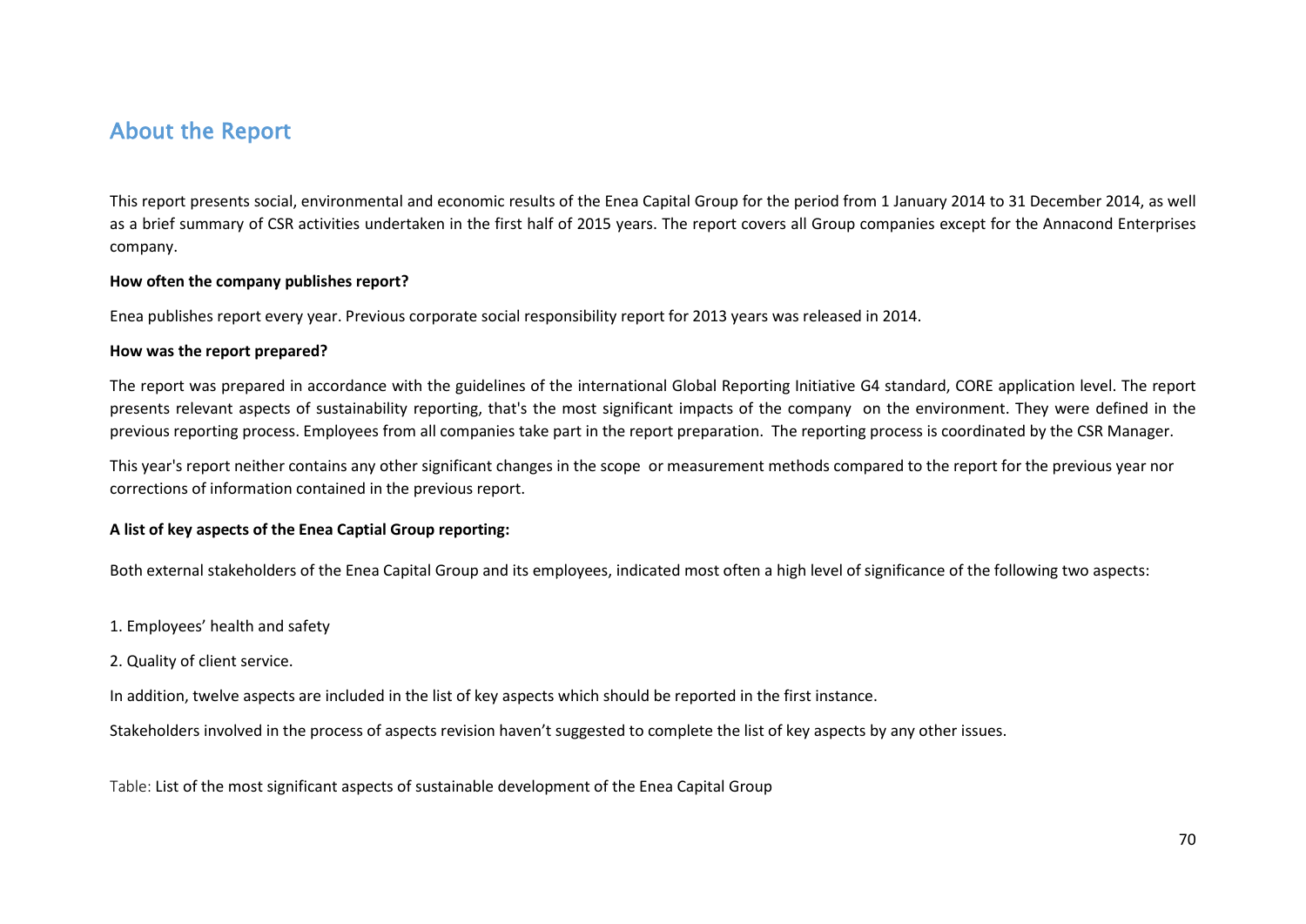## About the Report

This report presents social, environmental and economic results of the Enea Capital Group for the period from 1 January 2014 to 31 December 2014, as well as a brief summary of CSR activities undertaken in the first half of 2015 years. The report covers all Group companies except for the Annacond Enterprises company.

**How often the company publishes report?**

Enea publishes report every year. Previous corporate social responsibility report for 2013 years was released in 2014.

**How was the report prepared?**

The report was prepared in accordance with the guidelines of the international Global Reporting Initiative G4 standard, CORE application level. The report presents relevant aspects of sustainability reporting, that's the most significant impacts of the company on the environment. They were defined in the previous reporting process. Employees from all companies take part in the report preparation. The reporting process is coordinated by the CSR Manager.

This year's report neither contains any other significant changes in the scope or measurement methods compared to the report for the previous year nor corrections of information contained in the previous report.

**A list of key aspects of the Enea Captial Group reporting:**

Both external stakeholders of the Enea Capital Group and its employees, indicated most often a high level of significance of the following two aspects:

1. Employees' health and safety
2. Quality of client service.

In addition, twelve aspects are included in the list of key aspects which should be reported in the first instance.

Stakeholders involved in the process of aspects revision haven't suggested to complete the list of key aspects by any other issues.

Table: List of the most significant aspects of sustainable development of the Enea Capital Group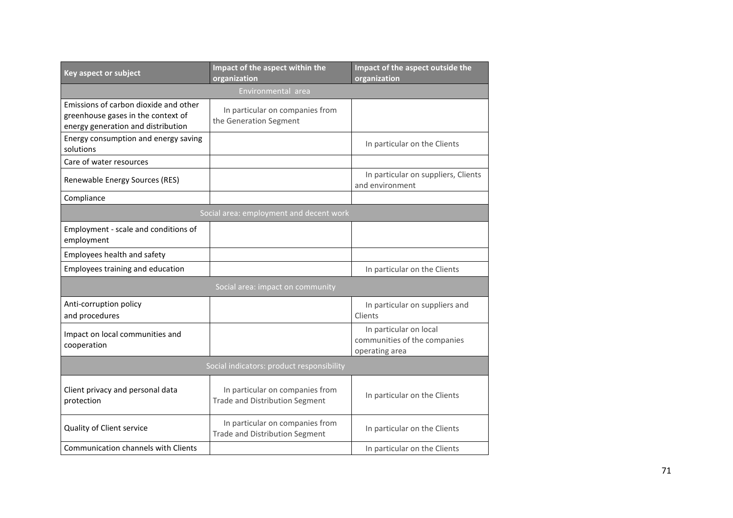| Key aspect or subject | Impact of the aspect within the organization | Impact of the aspect outside the organization |
|---|---|---|
| Environmental area | | |
| Emissions of carbon dioxide and other greenhouse gases in the context of energy generation and distribution | In particular on companies from the Generation Segment | |
| Energy consumption and energy saving solutions | | In particular on the Clients |
| Care of water resources | | |
| Renewable Energy Sources (RES) | | In particular on suppliers, Clients and environment |
| Compliance | | |
| Social area: employment and decent work | | |
| Employment - scale and conditions of employment | | |
| Employees health and safety | | |
| Employees training and education | | In particular on the Clients |
| Social area: impact on community | | |
| Anti-corruption policy and procedures | | In particular on suppliers and Clients |
| Impact on local communities and cooperation | | In particular on local communities of the companies operating area |
| Social indicators: product responsibility | | |
| Client privacy and personal data protection | In particular on companies from Trade and Distribution Segment | In particular on the Clients |
| Quality of Client service | In particular on companies from Trade and Distribution Segment | In particular on the Clients |
| Communication channels with Clients | | In particular on the Clients |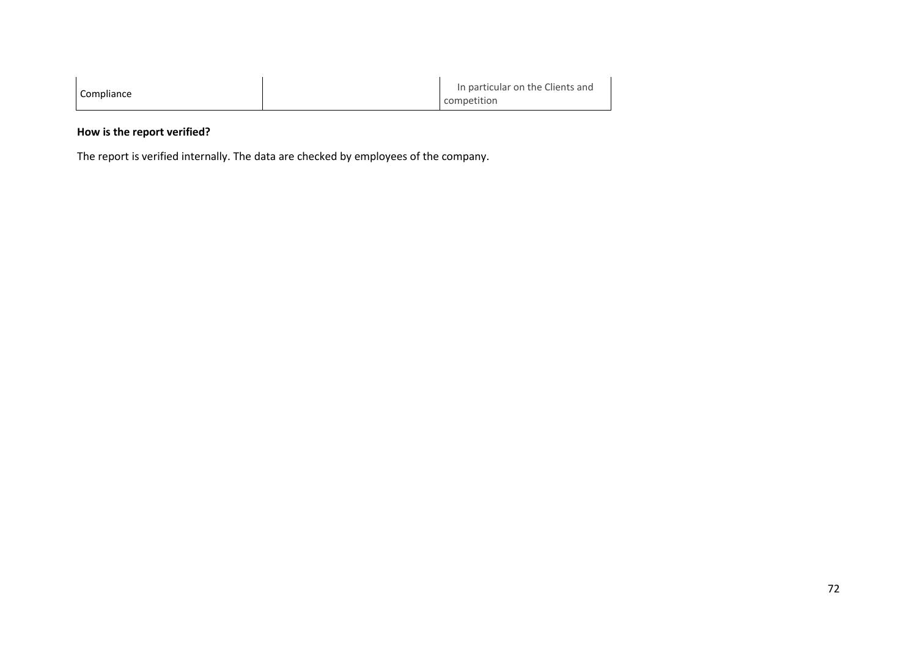| | | |
|---|---|---|
| Compliance | | In particular on the Clients and competition |

**How is the report verified?**

The report is verified internally. The data are checked by employees of the company.